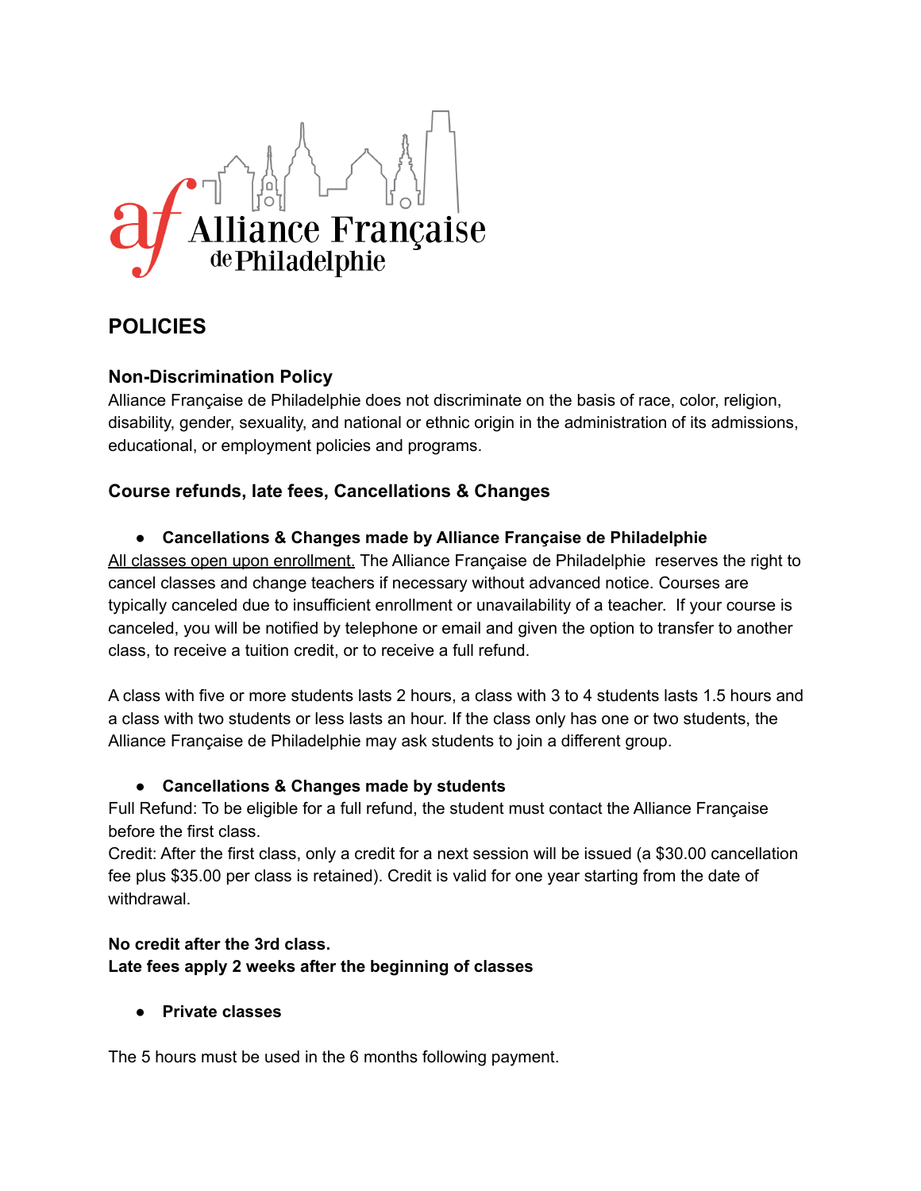# POLICIES

## Non-Discrimination Policy

Alliance Française de Philadelphie does not discriminate on the basis of race, color, religion, disability, gender, sexuality, and national or ethnic origin in the administration of its admissions, educational, or employment policies and programs.

## Course refunds, late fees, Cancellations & Changes

- **Cancellations & Changes made by Alliance Française de Philadelphie**

All classes open upon enrollment. The Alliance Française de Philadelphie reserves the right to cancel classes and change teachers if necessary without advanced notice. Courses are typically canceled due to insufficient enrollment or unavailability of a teacher. If your course is canceled, you will be notified by telephone or email and given the option to transfer to another class, to receive a tuition credit, or to receive a full refund.

A class with five or more students lasts 2 hours, a class with 3 to 4 students lasts 1.5 hours and a class with two students or less lasts an hour. If the class only has one or two students, the Alliance Française de Philadelphie may ask students to join a different group.

- **Cancellations & Changes made by students**

Full Refund: To be eligible for a full refund, the student must contact the Alliance Française before the first class.
Credit: After the first class, only a credit for a next session will be issued (a $30.00 cancellation fee plus $35.00 per class is retained). Credit is valid for one year starting from the date of withdrawal.

**No credit after the 3rd class.**
**Late fees apply 2 weeks after the beginning of classes**

- **Private classes**

The 5 hours must be used in the 6 months following payment.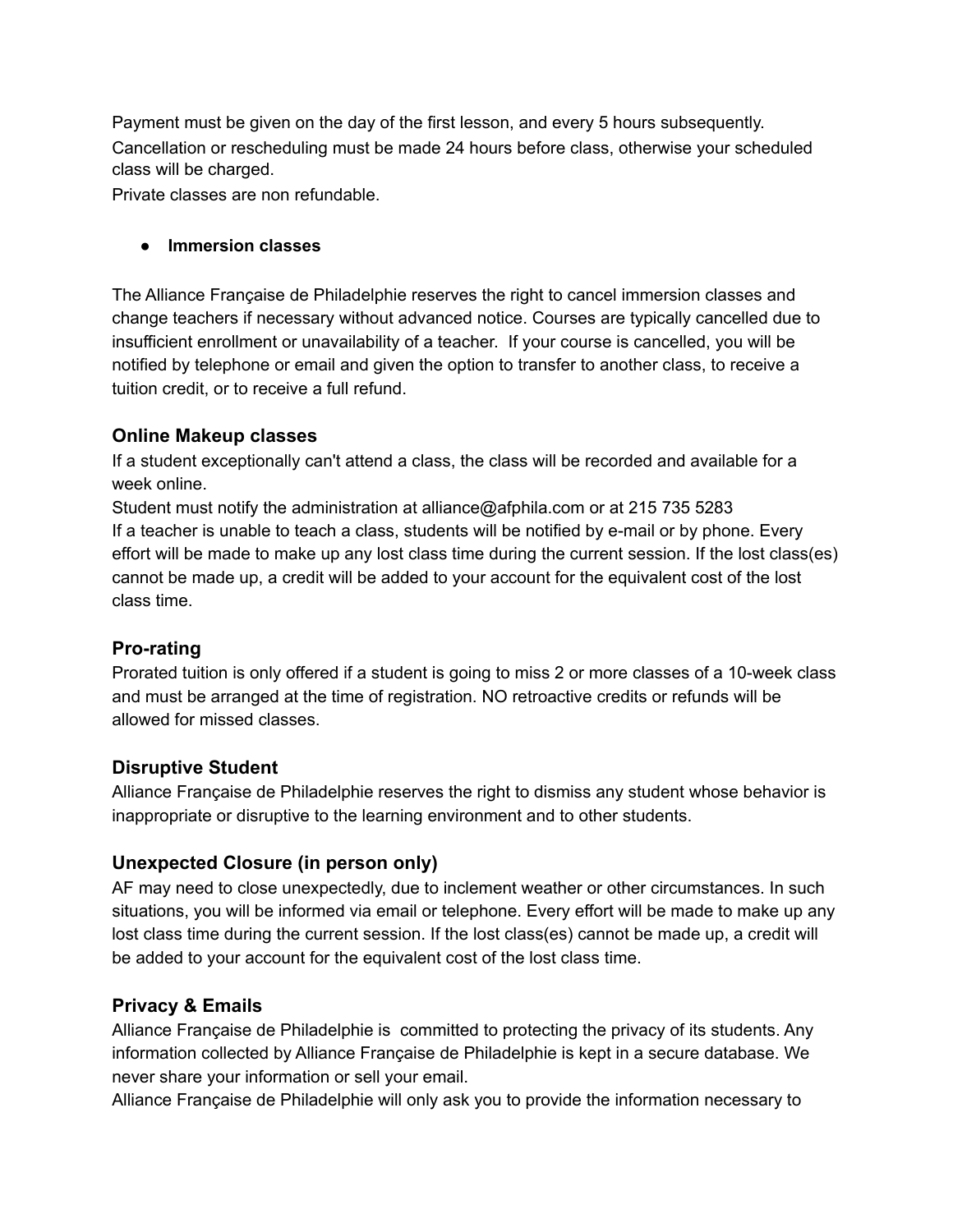Payment must be given on the day of the first lesson, and every 5 hours subsequently.
Cancellation or rescheduling must be made 24 hours before class, otherwise your scheduled class will be charged.
Private classes are non refundable.

- **Immersion classes**

The Alliance Française de Philadelphie reserves the right to cancel immersion classes and change teachers if necessary without advanced notice. Courses are typically cancelled due to insufficient enrollment or unavailability of a teacher. If your course is cancelled, you will be notified by telephone or email and given the option to transfer to another class, to receive a tuition credit, or to receive a full refund.

## Online Makeup classes

If a student exceptionally can't attend a class, the class will be recorded and available for a week online.
Student must notify the administration at alliance@afphila.com or at 215 735 5283
If a teacher is unable to teach a class, students will be notified by e-mail or by phone. Every effort will be made to make up any lost class time during the current session. If the lost class(es) cannot be made up, a credit will be added to your account for the equivalent cost of the lost class time.

## Pro-rating

Prorated tuition is only offered if a student is going to miss 2 or more classes of a 10-week class and must be arranged at the time of registration. NO retroactive credits or refunds will be allowed for missed classes.

## Disruptive Student

Alliance Française de Philadelphie reserves the right to dismiss any student whose behavior is inappropriate or disruptive to the learning environment and to other students.

## Unexpected Closure (in person only)

AF may need to close unexpectedly, due to inclement weather or other circumstances. In such situations, you will be informed via email or telephone. Every effort will be made to make up any lost class time during the current session. If the lost class(es) cannot be made up, a credit will be added to your account for the equivalent cost of the lost class time.

## Privacy & Emails

Alliance Française de Philadelphie is committed to protecting the privacy of its students. Any information collected by Alliance Française de Philadelphie is kept in a secure database. We never share your information or sell your email.
Alliance Française de Philadelphie will only ask you to provide the information necessary to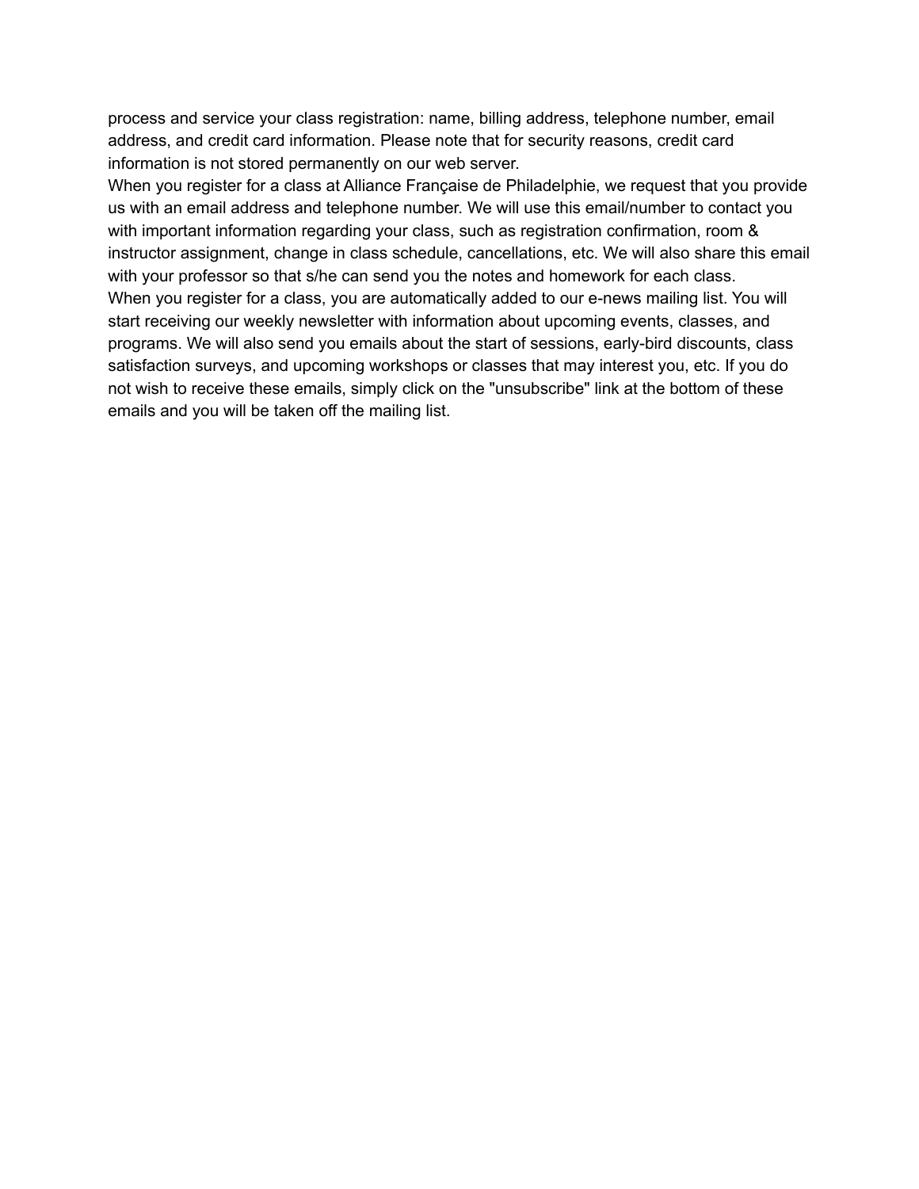process and service your class registration: name, billing address, telephone number, email address, and credit card information. Please note that for security reasons, credit card information is not stored permanently on our web server.

When you register for a class at Alliance Française de Philadelphie, we request that you provide us with an email address and telephone number. We will use this email/number to contact you with important information regarding your class, such as registration confirmation, room & instructor assignment, change in class schedule, cancellations, etc. We will also share this email with your professor so that s/he can send you the notes and homework for each class.

When you register for a class, you are automatically added to our e-news mailing list. You will start receiving our weekly newsletter with information about upcoming events, classes, and programs. We will also send you emails about the start of sessions, early-bird discounts, class satisfaction surveys, and upcoming workshops or classes that may interest you, etc. If you do not wish to receive these emails, simply click on the "unsubscribe" link at the bottom of these emails and you will be taken off the mailing list.